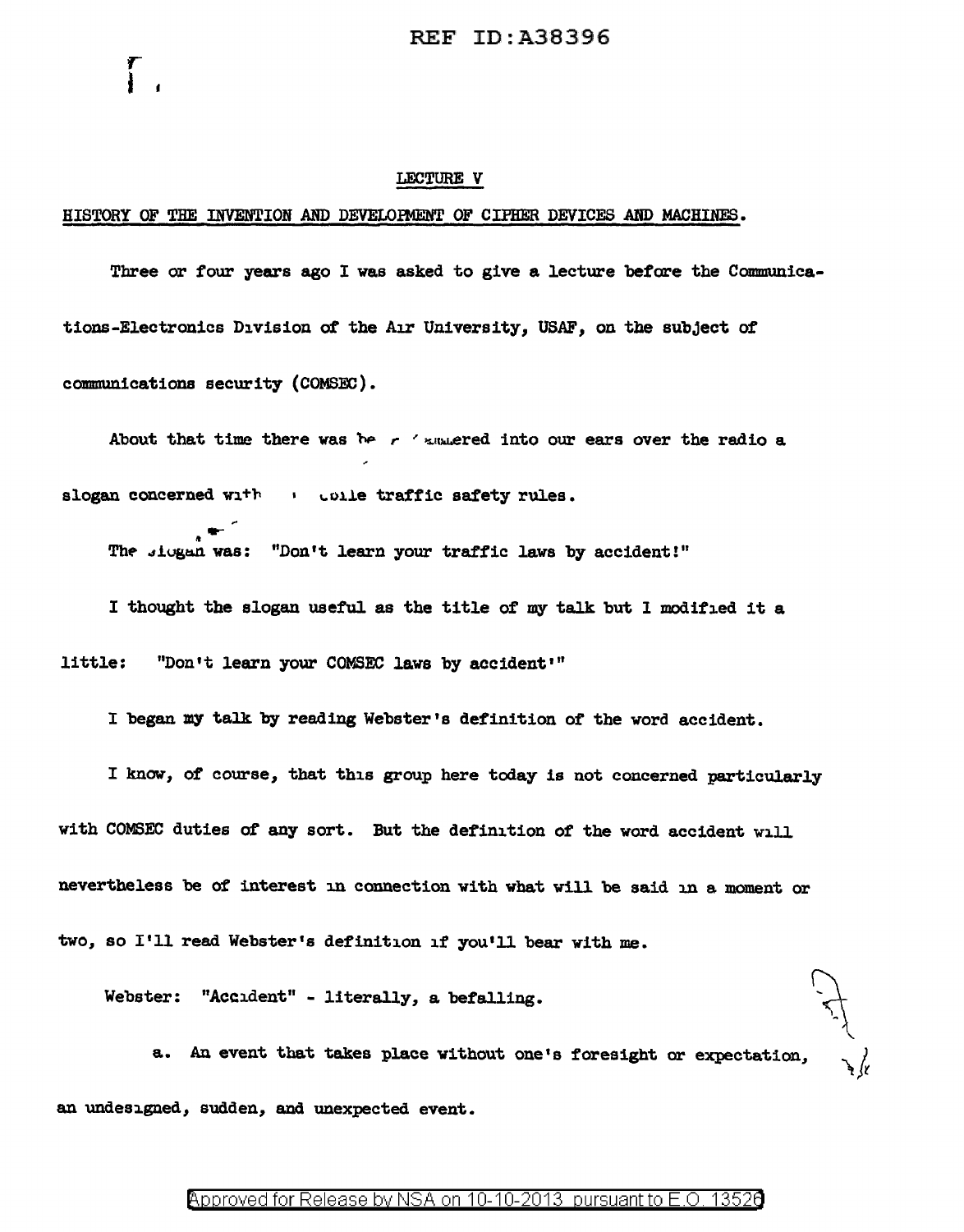## LECTURE V

## HISTORY OF THE INVENTION AND DEVELOPMENT OF CIPHER DEVICES AND MACHINES.

Three or four years ago I was asked to give a lecture before the Communications-Electronics Division of the Air University, USAF, on the subject of communications security (COMSEC).

About that time there was be r 'ammered into our ears over the radio a slogan concerned with ' oile traffic safety rules.

The slogan was: "Don't learn your traffic laws by accident!"

I thought the slogan useful as the title of my talk but I modified it a little: "Don't learn your COMSEC laws by accident'"

I began my talk by reading Webster's definition of the word accident.

I know, of course, that this group here today is not concerned particularly with COMSEC duties of any sort. But the definition of the word accident will nevertheless be of interest in connection with what will be said in a moment or two, so I'll read Webster's definition if you'll bear with me.

Webster: "Accident" - literally, a befalling.

a. An event that takes place without one's foresight or expectation, an undesigned, sudden, and unexpected event.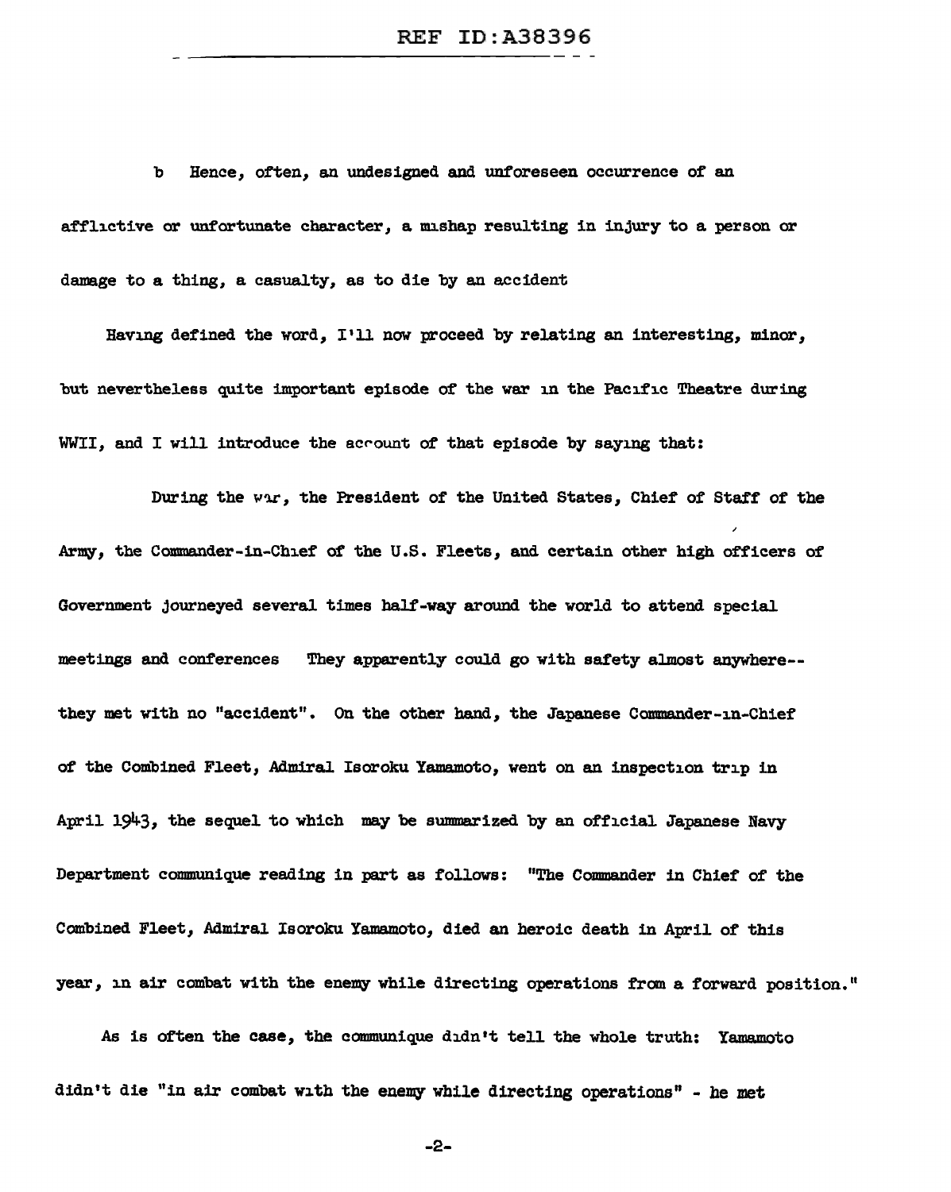b Hence, often, an undesigned and unforeseen occurrence of an afflictive or unfortunate character, a mishap resulting in injury to a person or damage to a thing, a casualty, as to die by an accident

Having defined the word, I'll now proceed by relating an interesting, minor, but nevertheless quite important episode of the war in the Pacific Theatre during WWII, and I will introduce the account of that episode by saying that:

During the war, the President of the United States, Chief of Staff of the Army, the Commander-in-Chief of the U.S. Fleets, and certain other high officers of Government journeyed several times half-way around the world to attend special meetings and conferences They apparently could go with safety almost anywhere--they met with no "accident". On the other hand, the Japanese Commander-in-Chief of the Combined Fleet, Admiral Isoroku Yamamoto, went on an inspection trip in April 1943, the sequel to which may be summarized by an official Japanese Navy Department communique reading in part as follows: "The Commander in Chief of the Combined Fleet, Admiral Isoroku Yamamoto, died an heroic death in April of this year, in air combat with the enemy while directing operations from a forward position."

As is often the case, the communique didn't tell the whole truth: Yamamoto didn't die "in air combat with the enemy while directing operations" - he met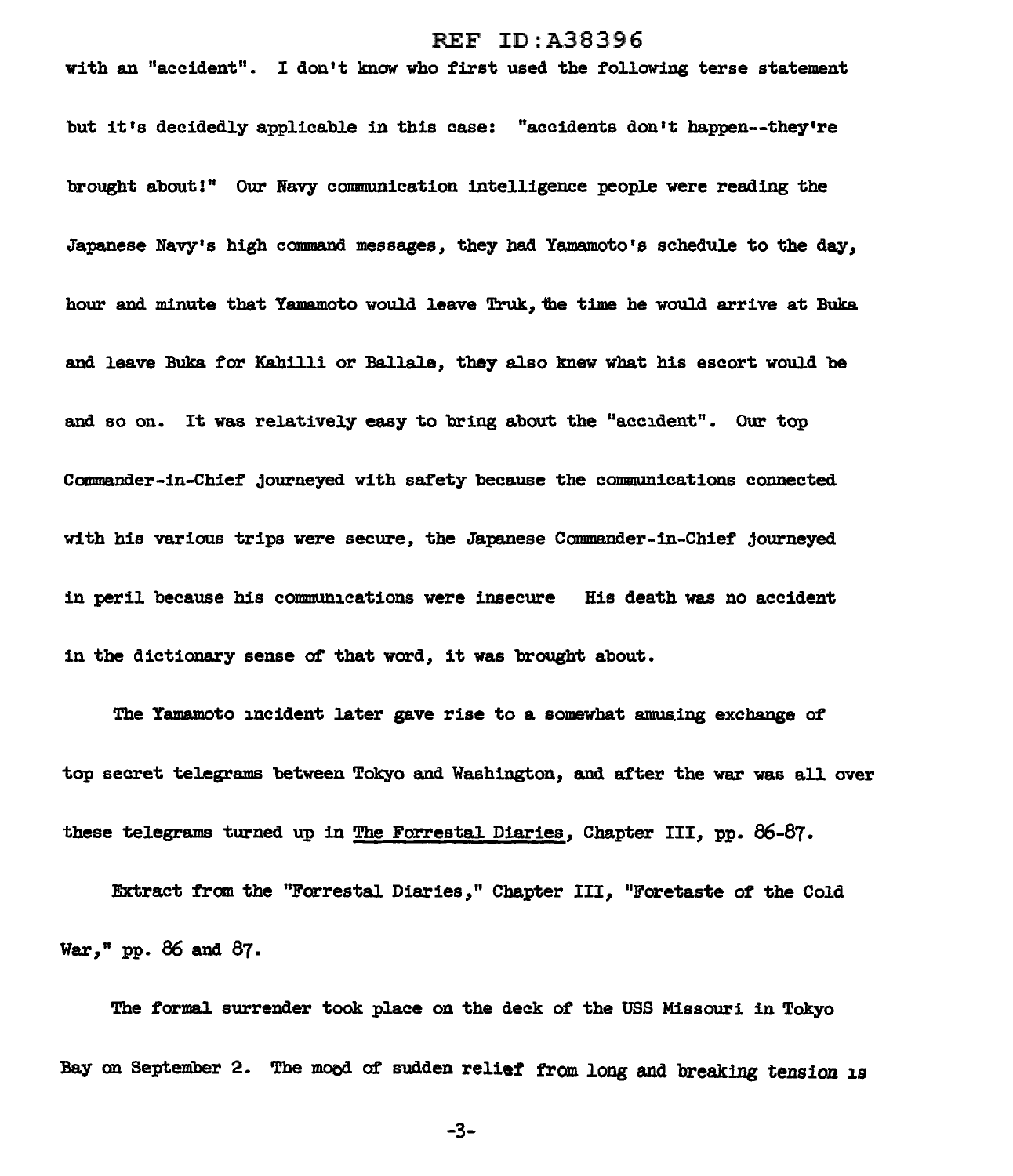with an "accident". I don't know who first used the following terse statement but it's decidedly applicable in this case: "accidents don't happen--they're brought about!" Our Navy communication intelligence people were reading the Japanese Navy's high command messages, they had Yamamoto's schedule to the day, hour and minute that Yamamoto would leave Truk, the time he would arrive at Buka and leave Buka for Kahilli or Ballale, they also knew what his escort would be and so on. It was relatively easy to bring about the "accident". Our top Commander-in-Chief journeyed with safety because the communications connected with his various trips were secure, the Japanese Commander-in-Chief journeyed in peril because his communications were insecure His death was no accident in the dictionary sense of that word, it was brought about.

The Yamamoto incident later gave rise to a somewhat amusing exchange of top secret telegrams between Tokyo and Washington, and after the war was all over these telegrams turned up in The Forrestal Diaries, Chapter III, pp. 86-87.

Extract from the "Forrestal Diaries," Chapter III, "Foretaste of the Cold War," pp. 86 and 87.

The formal surrender took place on the deck of the USS Missouri in Tokyo Bay on September 2. The mood of sudden relief from long and breaking tension is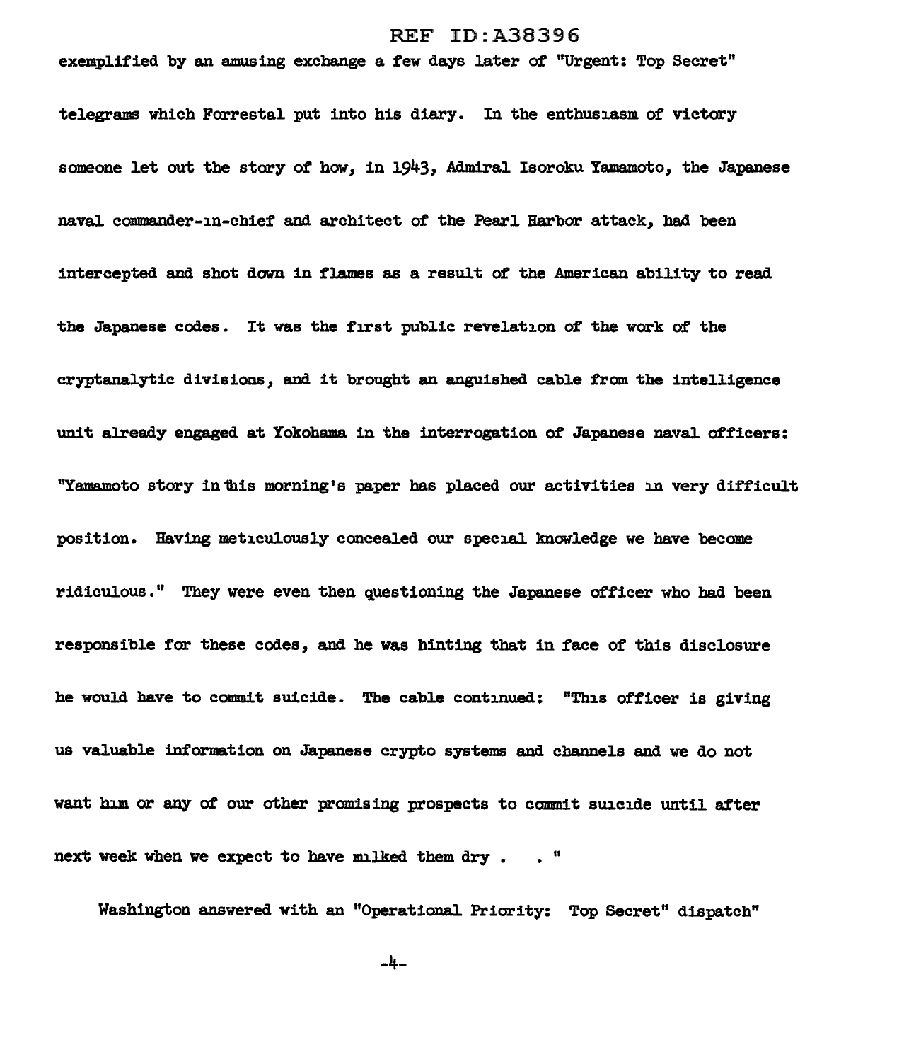exemplified by an amusing exchange a few days later of "Urgent: Top Secret" telegrams which Forrestal put into his diary. In the enthusiasm of victory someone let out the story of how, in 1943, Admiral Isoroku Yamamoto, the Japanese naval commander-in-chief and architect of the Pearl Harbor attack, had been intercepted and shot down in flames as a result of the American ability to read the Japanese codes. It was the first public revelation of the work of the cryptanalytic divisions, and it brought an anguished cable from the intelligence unit already engaged at Yokohama in the interrogation of Japanese naval officers: "Yamamoto story in this morning's paper has placed our activities in very difficult position. Having meticulously concealed our special knowledge we have become ridiculous." They were even then questioning the Japanese officer who had been responsible for these codes, and he was hinting that in face of this disclosure he would have to commit suicide. The cable continued: "This officer is giving us valuable information on Japanese crypto systems and channels and we do not want him or any of our other promising prospects to commit suicide until after next week when we expect to have milked them dry . . . "

Washington answered with an "Operational Priority: Top Secret" dispatch"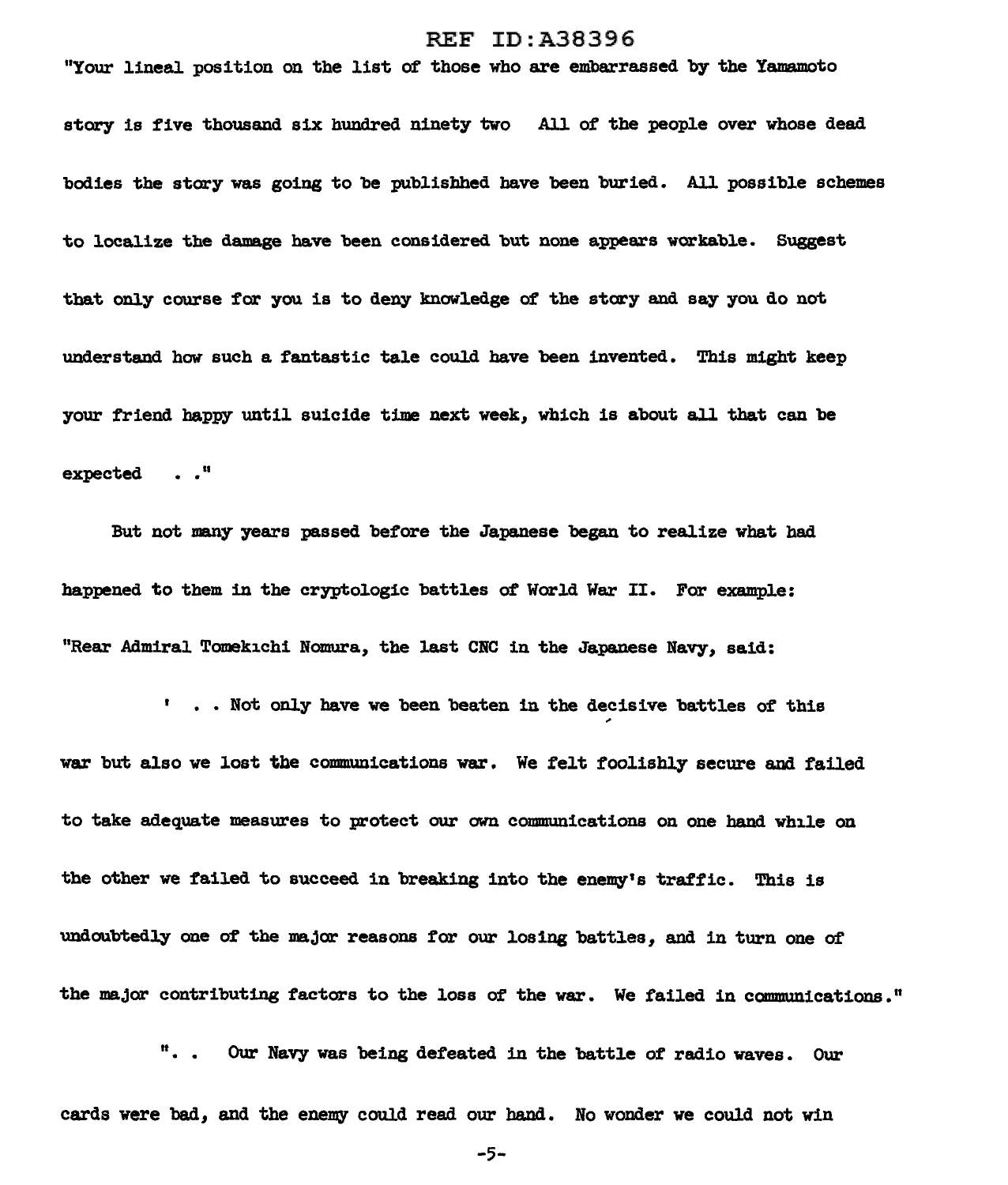"Your lineal position on the list of those who are embarrassed by the Yamamoto story is five thousand six hundred ninety two  All of the people over whose dead bodies the story was going to be publishhed have been buried. All possible schemes to localize the damage have been considered but none appears workable. Suggest that only course for you is to deny knowledge of the story and say you do not understand how such a fantastic tale could have been invented. This might keep your friend happy until suicide time next week, which is about all that can be expected . ."

But not many years passed before the Japanese began to realize what had happened to them in the cryptologic battles of World War II. For example: "Rear Admiral Tomekichi Nomura, the last CNC in the Japanese Navy, said:

' . . Not only have we been beaten in the decisive battles of this war but also we lost the communications war. We felt foolishly secure and failed to take adequate measures to protect our own communications on one hand while on the other we failed to succeed in breaking into the enemy's traffic. This is undoubtedly one of the major reasons for our losing battles, and in turn one of the major contributing factors to the loss of the war. We failed in communications."

". . Our Navy was being defeated in the battle of radio waves. Our cards were bad, and the enemy could read our hand. No wonder we could not win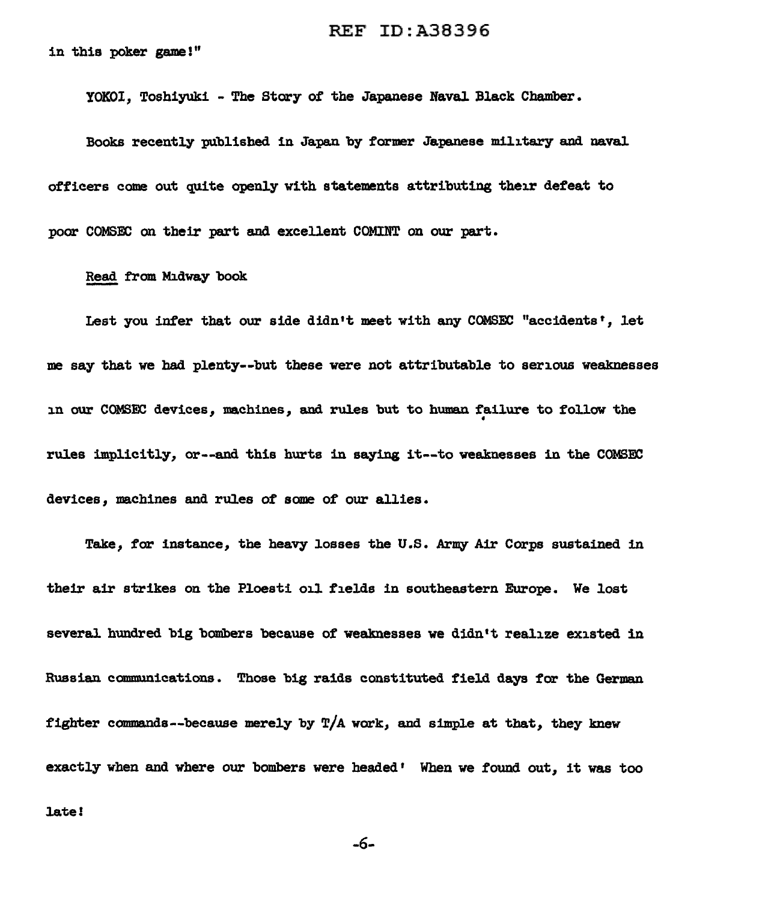in this poker game!"

YOKOI, Toshiyuki - The Story of the Japanese Naval Black Chamber.

Books recently published in Japan by former Japanese military and naval officers come out quite openly with statements attributing their defeat to poor COMSEC on their part and excellent COMINT on our part.

Read from Midway book

Lest you infer that our side didn't meet with any COMSEC "accidents', let me say that we had plenty--but these were not attributable to serious weaknesses in our COMSEC devices, machines, and rules but to human failure to follow the rules implicitly, or--and this hurts in saying it--to weaknesses in the COMSEC devices, machines and rules of some of our allies.

Take, for instance, the heavy losses the U.S. Army Air Corps sustained in their air strikes on the Ploesti oil fields in southeastern Europe. We lost several hundred big bombers because of weaknesses we didn't realize existed in Russian communications. Those big raids constituted field days for the German fighter commands--because merely by T/A work, and simple at that, they knew exactly when and where our bombers were headed' When we found out, it was too late!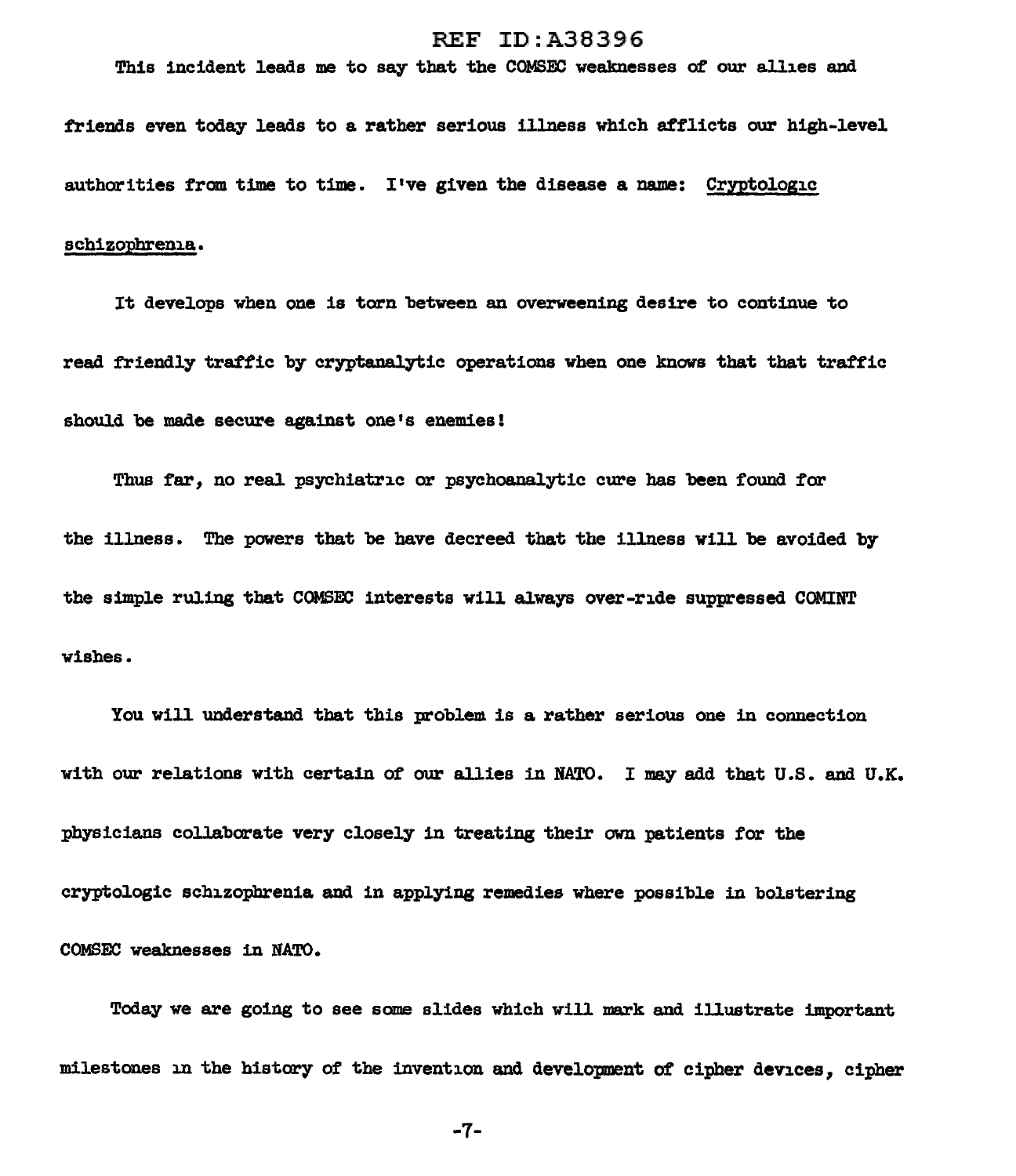This incident leads me to say that the COMSEC weaknesses of our allies and friends even today leads to a rather serious illness which afflicts our high-level authorities from time to time. I've given the disease a name: Cryptologic schizophrenia.

It develops when one is torn between an overweening desire to continue to read friendly traffic by cryptanalytic operations when one knows that that traffic should be made secure against one's enemies!

Thus far, no real psychiatric or psychoanalytic cure has been found for the illness. The powers that be have decreed that the illness will be avoided by the simple ruling that COMSEC interests will always over-ride suppressed COMINT wishes.

You will understand that this problem is a rather serious one in connection with our relations with certain of our allies in NATO. I may add that U.S. and U.K. physicians collaborate very closely in treating their own patients for the cryptologic schizophrenia and in applying remedies where possible in bolstering COMSEC weaknesses in NATO.

Today we are going to see some slides which will mark and illustrate important milestones in the history of the invention and development of cipher devices, cipher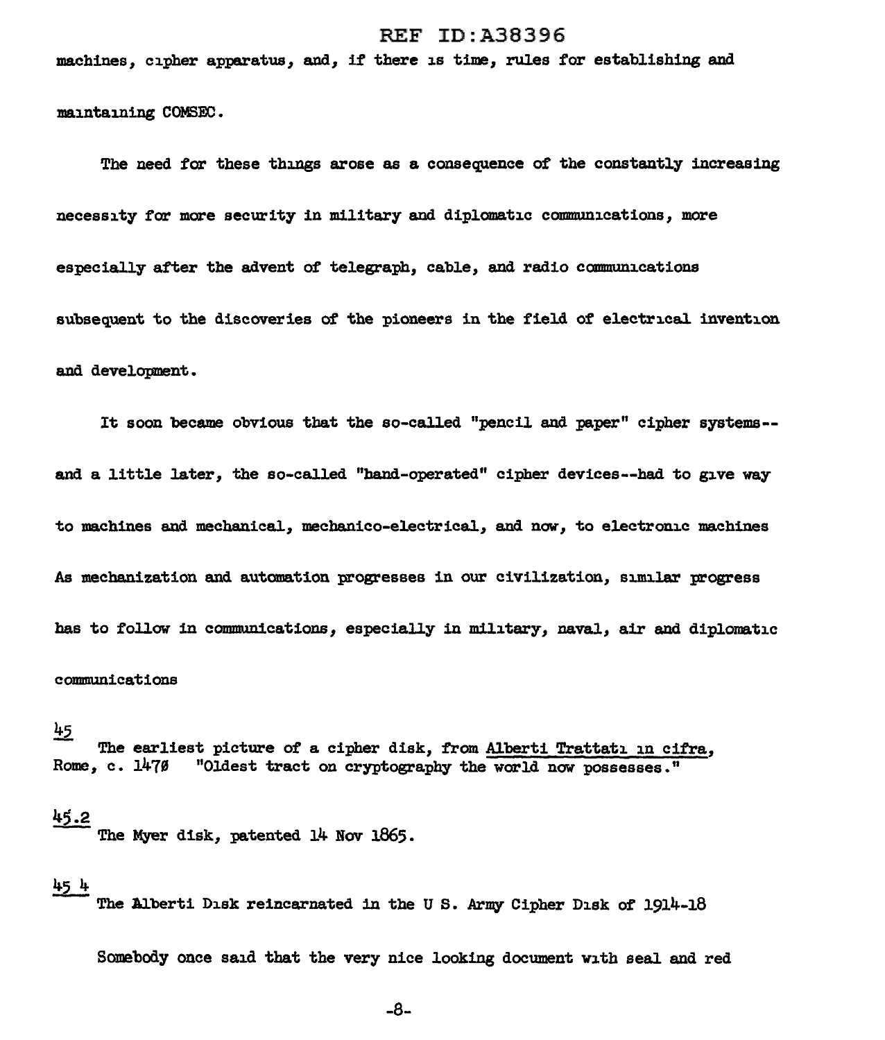machines, cipher apparatus, and, if there is time, rules for establishing and maintaining COMSEC.

The need for these things arose as a consequence of the constantly increasing necessity for more security in military and diplomatic communications, more especially after the advent of telegraph, cable, and radio communications subsequent to the discoveries of the pioneers in the field of electrical invention and development.

It soon became obvious that the so-called "pencil and paper" cipher systems--and a little later, the so-called "hand-operated" cipher devices--had to give way to machines and mechanical, mechanico-electrical, and now, to electronic machines As mechanization and automation progresses in our civilization, similar progress has to follow in communications, especially in military, naval, air and diplomatic communications

45

The earliest picture of a cipher disk, from Alberti Trattati in cifra, Rome, c. 1470 "Oldest tract on cryptography the world now possesses."

45.2

The Myer disk, patented 14 Nov 1865.

45 4

The Alberti Disk reincarnated in the U S. Army Cipher Disk of 1914-18

Somebody once said that the very nice looking document with seal and red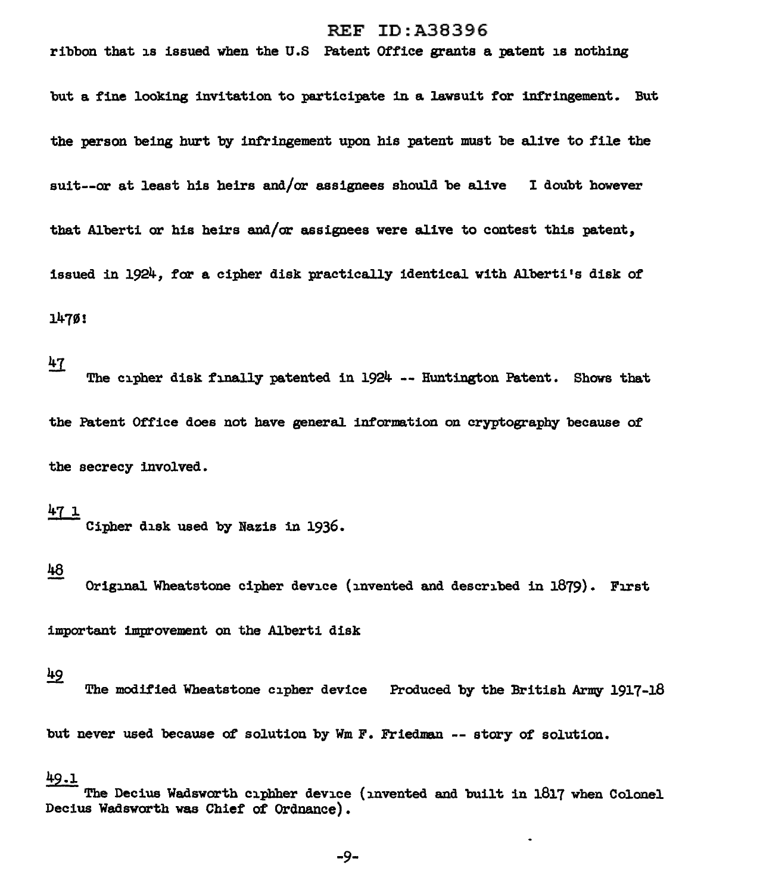ribbon that is issued when the U.S Patent Office grants a patent is nothing but a fine looking invitation to participate in a lawsuit for infringement. But the person being hurt by infringement upon his patent must be alive to file the suit--or at least his heirs and/or assignees should be alive I doubt however that Alberti or his heirs and/or assignees were alive to contest this patent, issued in 1924, for a cipher disk practically identical with Alberti's disk of 1470!

47

The cipher disk finally patented in 1924 -- Huntington Patent. Shows that the Patent Office does not have general information on cryptography because of the secrecy involved.

47.1

Cipher disk used by Nazis in 1936.

48

Original Wheatstone cipher device (invented and described in 1879). First important improvement on the Alberti disk

49

The modified Wheatstone cipher device Produced by the British Army 1917-18 but never used because of solution by Wm F. Friedman -- story of solution.

49.1

The Decius Wadsworth ciphher device (invented and built in 1817 when Colonel Decius Wadsworth was Chief of Ordnance).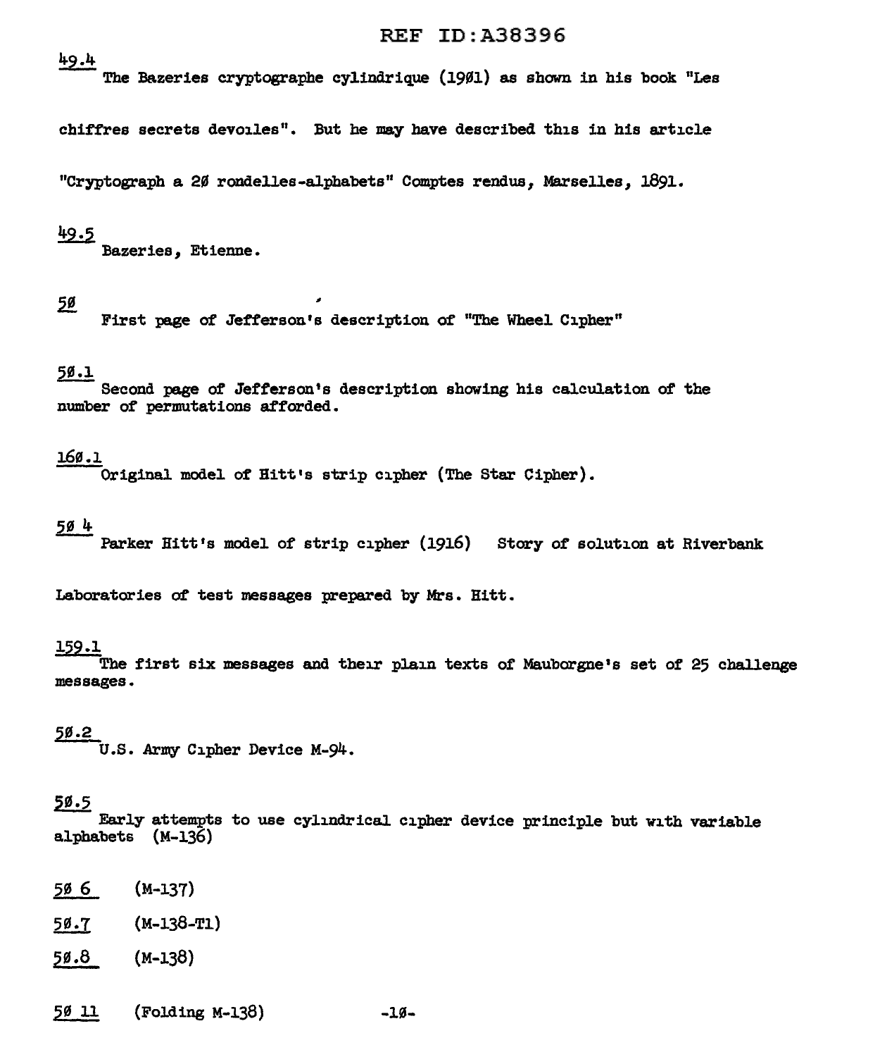REF ID:A38396

49.4
The Bazeries cryptographe cylindrique (1901) as shown in his book "Les chiffres secrets devoiles". But he may have described this in his article "Cryptograph a 20 rondelles-alphabets" Comptes rendus, Marselles, 1891.

49.5
Bazeries, Etienne.

50
First page of Jefferson's description of "The Wheel Cipher"

50.1
Second page of Jefferson's description showing his calculation of the number of permutations afforded.

160.1
Original model of Hitt's strip cipher (The Star Cipher).

50 4
Parker Hitt's model of strip cipher (1916) Story of solution at Riverbank Laboratories of test messages prepared by Mrs. Hitt.

159.1
The first six messages and their plain texts of Mauborgne's set of 25 challenge messages.

50.2
U.S. Army Cipher Device M-94.

50.5
Early attempts to use cylindrical cipher device principle but with variable alphabets (M-136)

50 6 (M-137)

50.7 (M-138-T1)

50.8 (M-138)

50 11 (Folding M-138)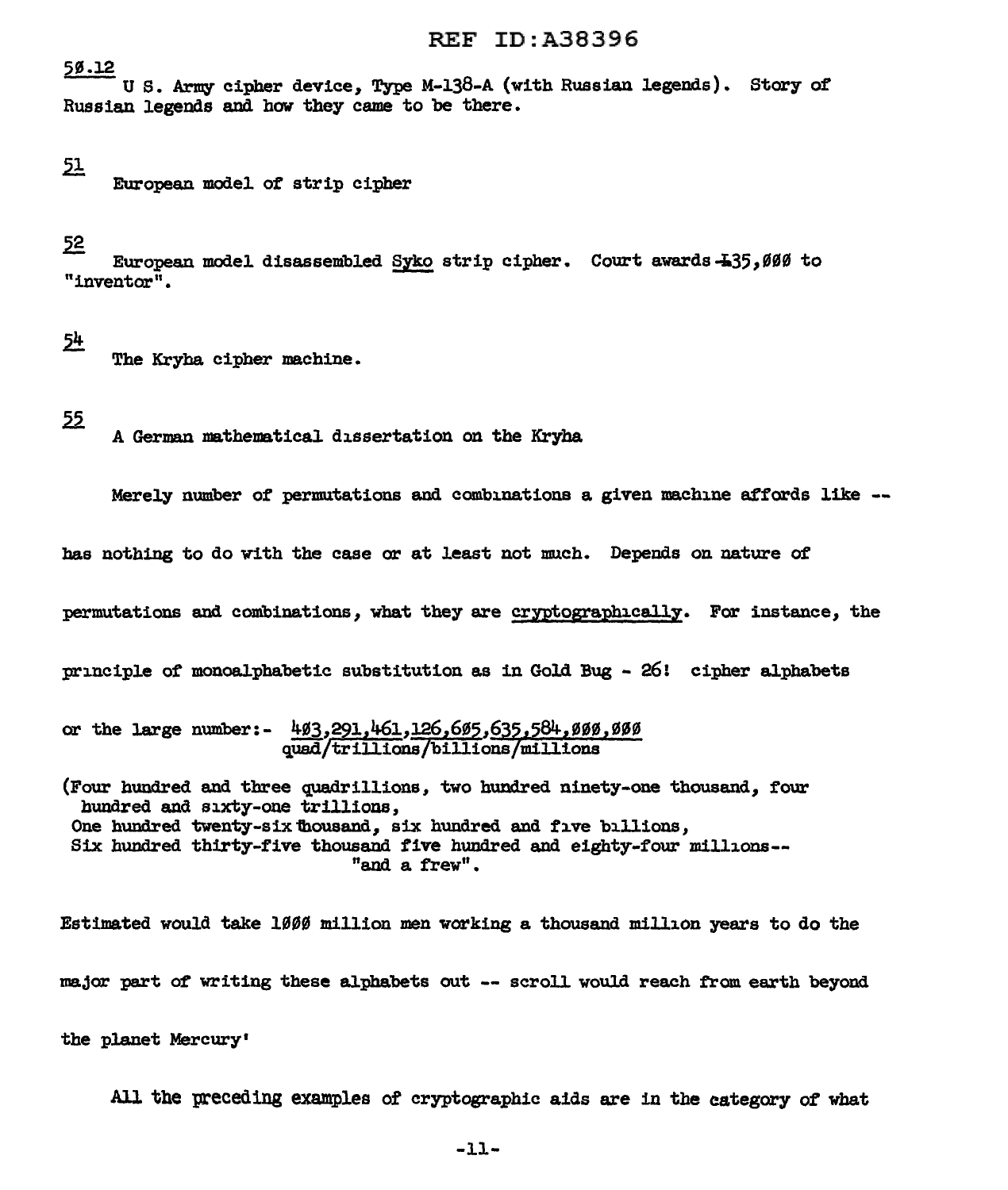50.12
U S. Army cipher device, Type M-138-A (with Russian legends). Story of Russian legends and how they came to be there.

51
European model of strip cipher

52
European model disassembled Syko strip cipher. Court awards £35,000 to "inventor".

54
The Kryha cipher machine.

55
A German mathematical dissertation on the Kryha

Merely number of permutations and combinations a given machine affords like -- has nothing to do with the case or at least not much. Depends on nature of permutations and combinations, what they are *cryptographically*. For instance, the principle of monoalphabetic substitution as in Gold Bug - 26! cipher alphabets

or the large number:- 403,291,461,126,605,635,584,000,000
quad/trillions/billions/millions

(Four hundred and three quadrillions, two hundred ninety-one thousand, four hundred and sixty-one trillions,
One hundred twenty-six thousand, six hundred and five billions,
Six hundred thirty-five thousand five hundred and eighty-four millions--
"and a frew".

Estimated would take 1000 million men working a thousand million years to do the major part of writing these alphabets out -- scroll would reach from earth beyond the planet Mercury'

All the preceding examples of cryptographic aids are in the category of what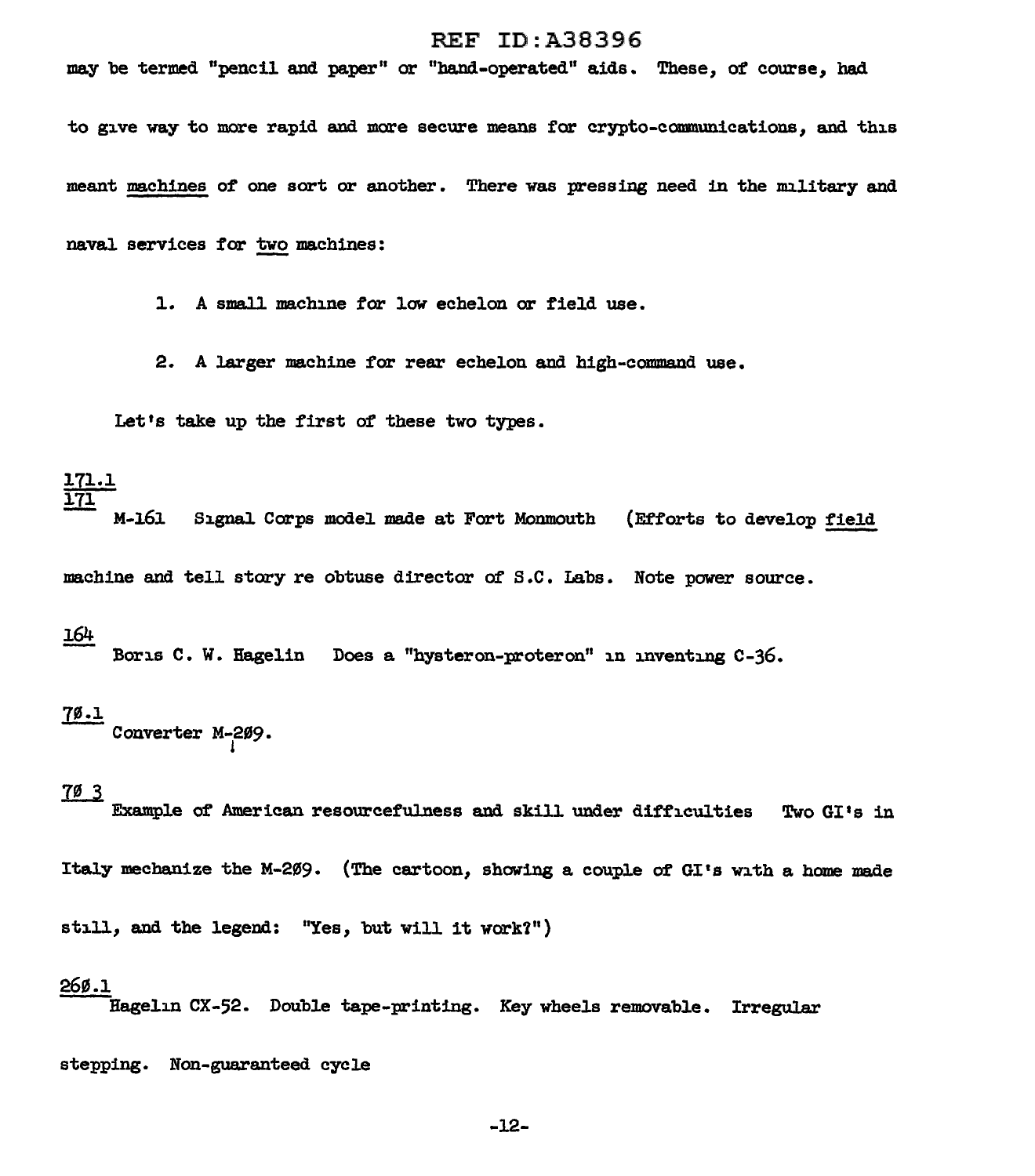may be termed "pencil and paper" or "hand-operated" aids. These, of course, had to give way to more rapid and more secure means for crypto-communications, and this meant <u>machines</u> of one sort or another. There was pressing need in the military and naval services for <u>two</u> machines:

1. A small machine for low echelon or field use.
2. A larger machine for rear echelon and high-command use.

Let's take up the first of these two types.

<u>171.1</u>
<u>171</u>
M-161 Signal Corps model made at Fort Monmouth (Efforts to develop <u>field</u> machine and tell story re obtuse director of S.C. Labs. Note power source.

<u>164</u>
Boris C. W. Hagelin Does a "hysteron-proteron" in inventing C-36.

<u>70.1</u>
Converter M-209.

<u>70 3</u>
Example of American resourcefulness and skill under difficulties Two GI's in Italy mechanize the M-209. (The cartoon, showing a couple of GI's with a home made still, and the legend: "Yes, but will it work?")

<u>260.1</u>
Hagelin CX-52. Double tape-printing. Key wheels removable. Irregular stepping. Non-guaranteed cycle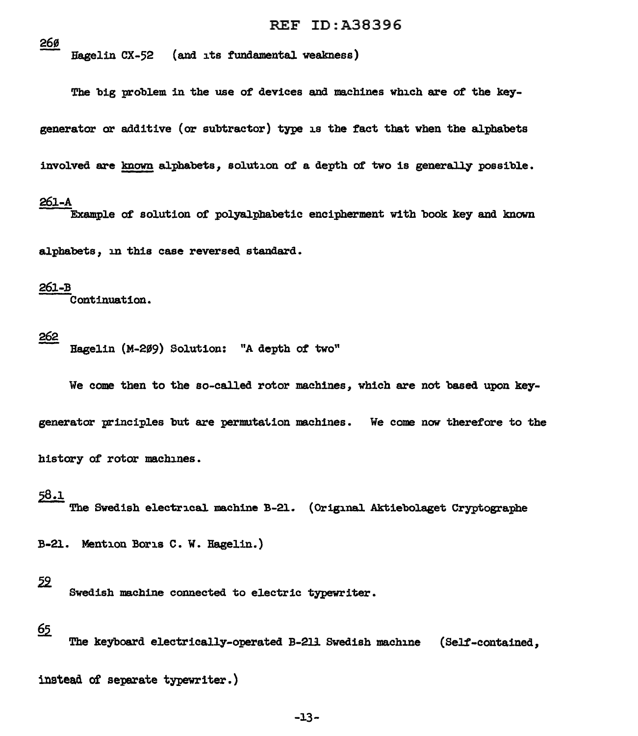260
Hagelin CX-52 (and its fundamental weakness)

The big problem in the use of devices and machines which are of the key-generator or additive (or subtractor) type is the fact that when the alphabets involved are known alphabets, solution of a depth of two is generally possible.

261-A
Example of solution of polyalphabetic encipherment with book key and known alphabets, in this case reversed standard.

261-B
Continuation.

262
Hagelin (M-209) Solution: "A depth of two"

We come then to the so-called rotor machines, which are not based upon key-generator principles but are permutation machines. We come now therefore to the history of rotor machines.

58.1
The Swedish electrical machine B-21. (Original Aktiebolaget Cryptographe B-21. Mention Boris C. W. Hagelin.)

59
Swedish machine connected to electric typewriter.

65
The keyboard electrically-operated B-211 Swedish machine (Self-contained, instead of separate typewriter.)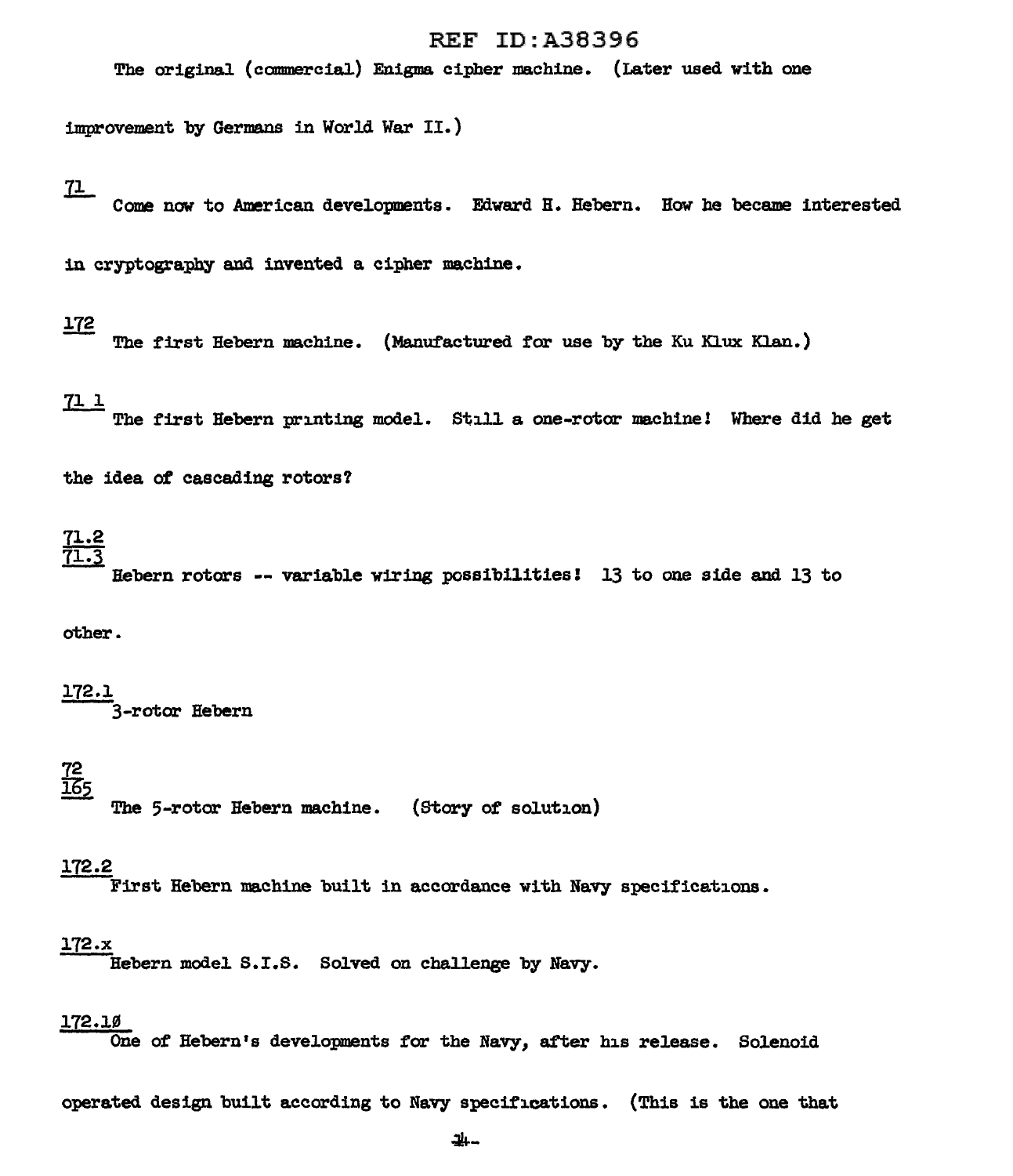The original (commercial) Enigma cipher machine. (Later used with one improvement by Germans in World War II.)

71

Come now to American developments. Edward H. Hebern. How he became interested in cryptography and invented a cipher machine.

172

The first Hebern machine. (Manufactured for use by the Ku Klux Klan.)

71.1

The first Hebern printing model. Still a one-rotor machine! Where did he get the idea of cascading rotors?

71.2
71.3

Hebern rotors -- variable wiring possibilities! 13 to one side and 13 to other.

172.1

3-rotor Hebern

72
165

The 5-rotor Hebern machine. (Story of solution)

172.2

First Hebern machine built in accordance with Navy specifications.

172.x

Hebern model S.I.S. Solved on challenge by Navy.

172.10

One of Hebern's developments for the Navy, after his release. Solenoid operated design built according to Navy specifications. (This is the one that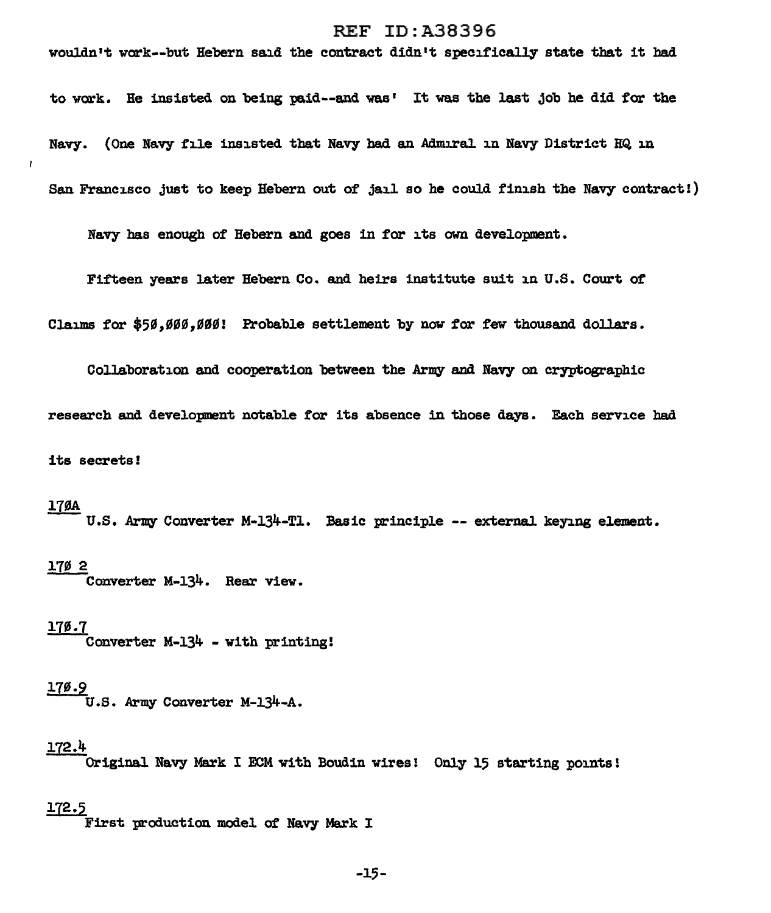wouldn't work--but Hebern said the contract didn't specifically state that it had to work. He insisted on being paid--and was! It was the last job he did for the Navy. (One Navy file insisted that Navy had an Admiral in Navy District HQ in San Francisco just to keep Hebern out of jail so he could finish the Navy contract!)

Navy has enough of Hebern and goes in for its own development.

Fifteen years later Hebern Co. and heirs institute suit in U.S. Court of Claims for $50,000,000! Probable settlement by now for few thousand dollars.

Collaboration and cooperation between the Army and Navy on cryptographic research and development notable for its absence in those days. Each service had its secrets!

<u>170A</u>
U.S. Army Converter M-134-T1. Basic principle -- external keying element.

<u>170 2</u>
Converter M-134. Rear view.

<u>170.7</u>
Converter M-134 - with printing!

<u>170.9</u>
U.S. Army Converter M-134-A.

<u>172.4</u>
Original Navy Mark I ECM with Boudin wires! Only 15 starting points!

<u>172.5</u>
First production model of Navy Mark I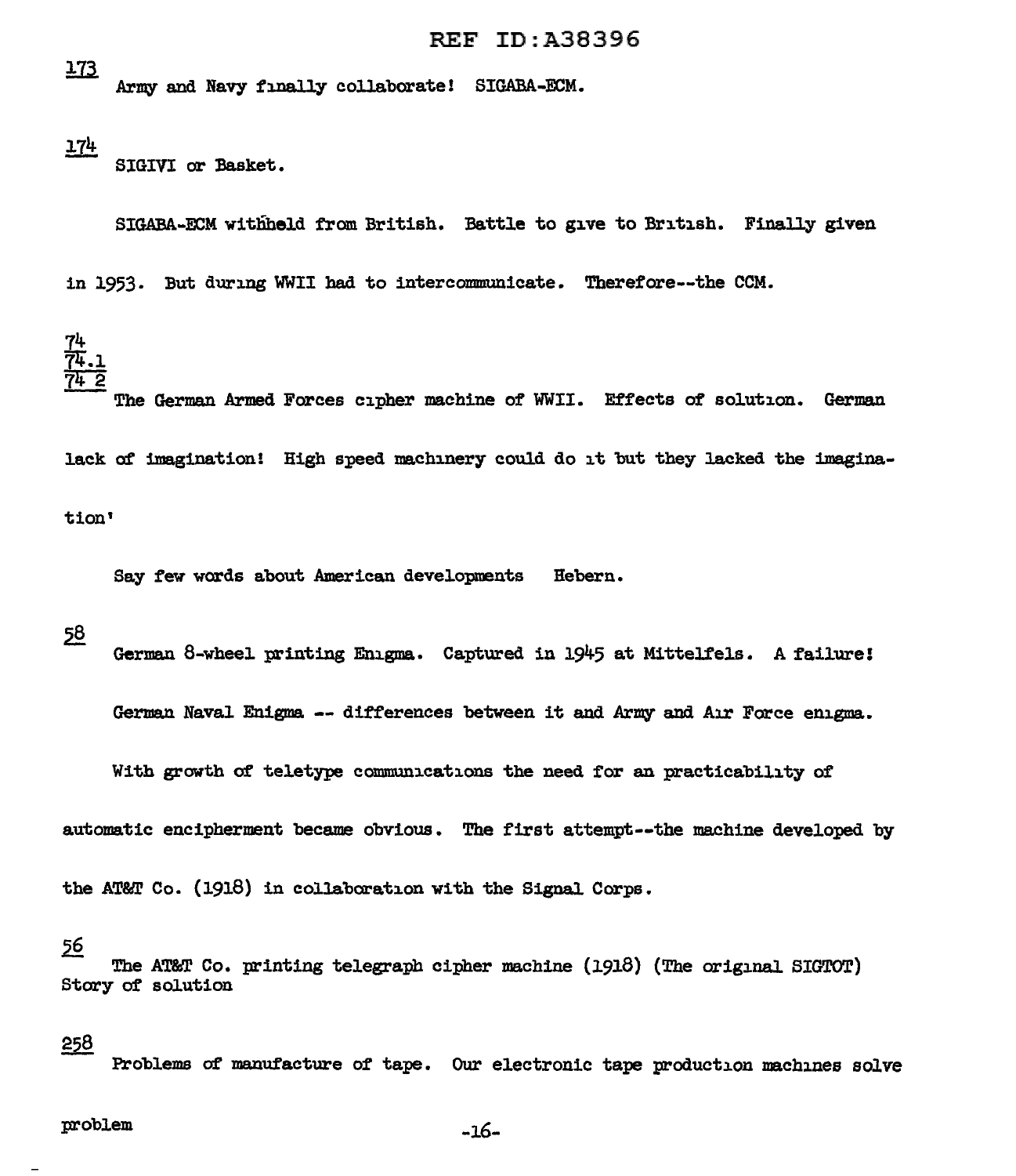173

Army and Navy finally collaborate! SIGABA-ECM.

174

SIGIVI or Basket.

SIGABA-ECM withheld from British. Battle to give to British. Finally given in 1953. But during WWII had to intercommunicate. Therefore--the CCM.

74
74.1
74 2

The German Armed Forces cipher machine of WWII. Effects of solution. German lack of imagination! High speed machinery could do it but they lacked the imagination'

Say few words about American developments Hebern.

58

German 8-wheel printing Enigma. Captured in 1945 at Mittelfels. A failure!

German Naval Enigma -- differences between it and Army and Air Force enigma.

With growth of teletype communications the need for an practicability of automatic encipherment became obvious. The first attempt--the machine developed by the AT&T Co. (1918) in collaboration with the Signal Corps.

56

The AT&T Co. printing telegraph cipher machine (1918) (The original SIGTOT)
Story of solution

258

Problems of manufacture of tape. Our electronic tape production machines solve problem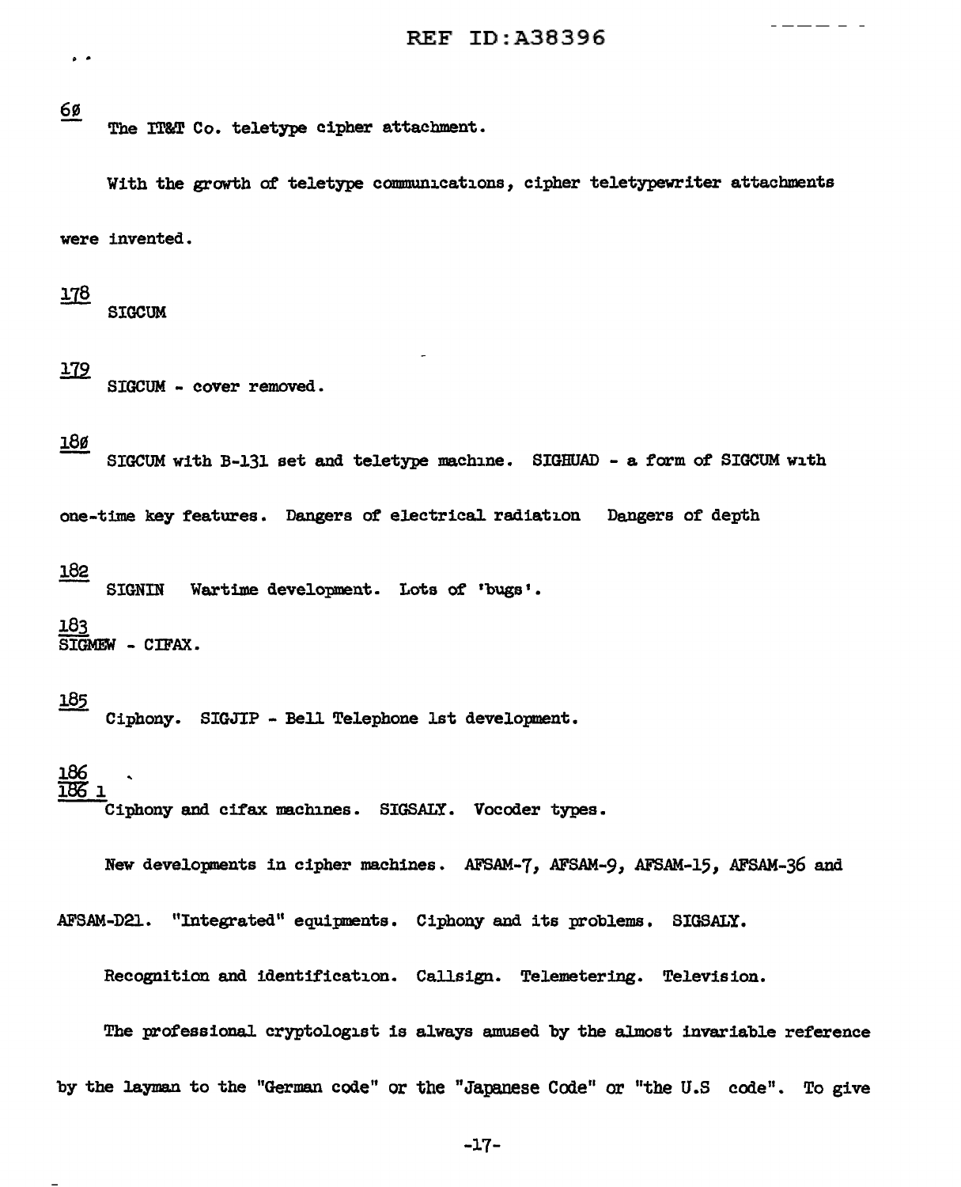60

The IT&T Co. teletype cipher attachment.

With the growth of teletype communications, cipher teletypewriter attachments were invented.

178

SIGCUM

179

SIGCUM - cover removed.

180

SIGCUM with B-131 set and teletype machine. SIGHUAD - a form of SIGCUM with one-time key features. Dangers of electrical radiation Dangers of depth

182

SIGNIN Wartime development. Lots of 'bugs'.

183

SIGMEW - CIFAX.

185

Ciphony. SIGJIP - Bell Telephone 1st development.

186

186 1

Ciphony and cifax machines. SIGSALY. Vocoder types.

New developments in cipher machines. AFSAM-7, AFSAM-9, AFSAM-15, AFSAM-36 and AFSAM-D21. "Integrated" equipments. Ciphony and its problems. SIGSALY.

Recognition and identification. Callsign. Telemetering. Television.

The professional cryptologist is always amused by the almost invariable reference by the layman to the "German code" or the "Japanese Code" or "the U.S code". To give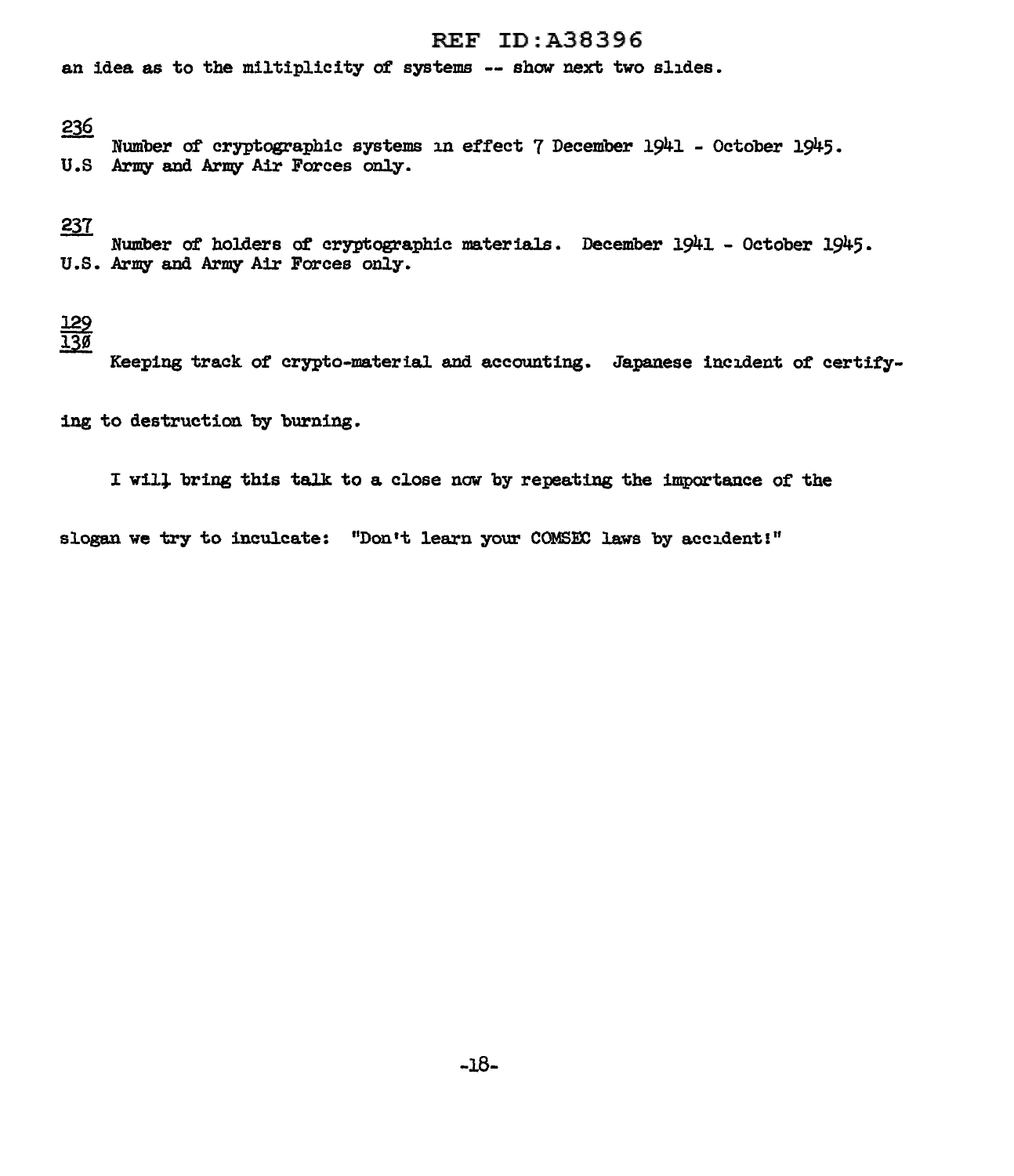an idea as to the miltiplicity of systems -- show next two slides.

236

Number of cryptographic systems in effect 7 December 1941 - October 1945.
U.S Army and Army Air Forces only.

237

Number of holders of cryptographic materials. December 1941 - October 1945.
U.S. Army and Army Air Forces only.

129
130

Keeping track of crypto-material and accounting. Japanese incident of certifying to destruction by burning.

I will bring this talk to a close now by repeating the importance of the slogan we try to inculcate: "Don't learn your COMSEC laws by accident!"